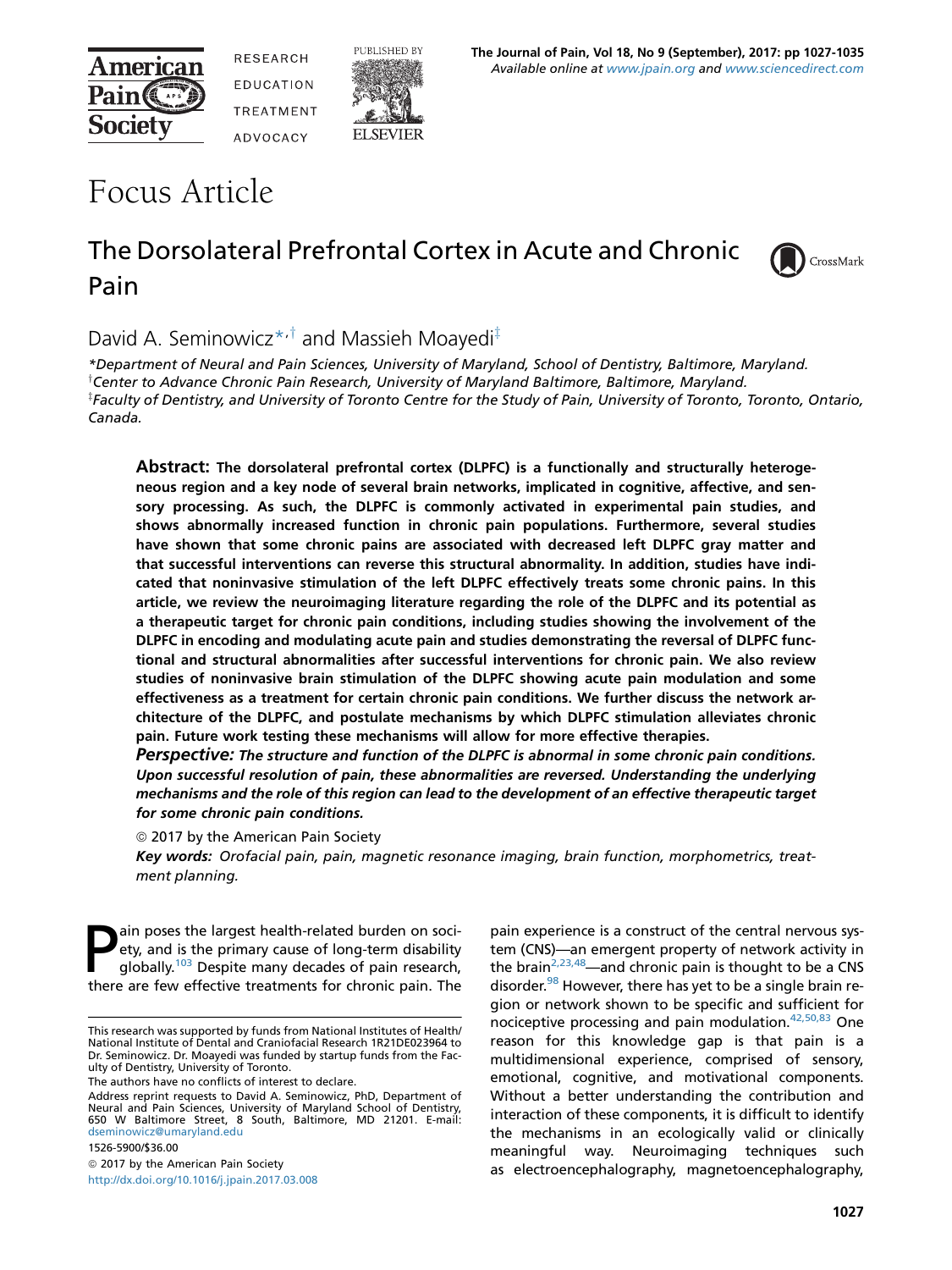# Focus Article

## The Dorsolateral Prefrontal Cortex in Acute and Chronic Pain

David A. Seminowicz*,† and Massieh Moayedi‡

*Department of Neural and Pain Sciences, University of Maryland, School of Dentistry, Baltimore, Maryland.
†Center to Advance Chronic Pain Research, University of Maryland Baltimore, Baltimore, Maryland.
‡Faculty of Dentistry, and University of Toronto Centre for the Study of Pain, University of Toronto, Toronto, Ontario, Canada.

**Abstract: The dorsolateral prefrontal cortex (DLPFC) is a functionally and structurally heterogeneous region and a key node of several brain networks, implicated in cognitive, affective, and sensory processing. As such, the DLPFC is commonly activated in experimental pain studies, and shows abnormally increased function in chronic pain populations. Furthermore, several studies have shown that some chronic pains are associated with decreased left DLPFC gray matter and that successful interventions can reverse this structural abnormality. In addition, studies have indicated that noninvasive stimulation of the left DLPFC effectively treats some chronic pains. In this article, we review the neuroimaging literature regarding the role of the DLPFC and its potential as a therapeutic target for chronic pain conditions, including studies showing the involvement of the DLPFC in encoding and modulating acute pain and studies demonstrating the reversal of DLPFC functional and structural abnormalities after successful interventions for chronic pain. We also review studies of noninvasive brain stimulation of the DLPFC showing acute pain modulation and some effectiveness as a treatment for certain chronic pain conditions. We further discuss the network architecture of the DLPFC, and postulate mechanisms by which DLPFC stimulation alleviates chronic pain. Future work testing these mechanisms will allow for more effective therapies.**

***Perspective:*** ***The structure and function of the DLPFC is abnormal in some chronic pain conditions. Upon successful resolution of pain, these abnormalities are reversed. Understanding the underlying mechanisms and the role of this region can lead to the development of an effective therapeutic target for some chronic pain conditions.***

© 2017 by the American Pain Society

***Key words:*** *Orofacial pain, pain, magnetic resonance imaging, brain function, morphometrics, treatment planning.*

Pain poses the largest health-related burden on society, and is the primary cause of long-term disability globally.[103] Despite many decades of pain research, there are few effective treatments for chronic pain. The pain experience is a construct of the central nervous system (CNS)—an emergent property of network activity in the brain[2,23,48]—and chronic pain is thought to be a CNS disorder.[98] However, there has yet to be a single brain region or network shown to be specific and sufficient for nociceptive processing and pain modulation.[42,50,83] One reason for this knowledge gap is that pain is a multidimensional experience, comprised of sensory, emotional, cognitive, and motivational components. Without a better understanding the contribution and interaction of these components, it is difficult to identify the mechanisms in an ecologically valid or clinically meaningful way. Neuroimaging techniques such as electroencephalography, magnetoencephalography,

This research was supported by funds from National Institutes of Health/National Institute of Dental and Craniofacial Research 1R21DE023964 to Dr. Seminowicz. Dr. Moayedi was funded by startup funds from the Faculty of Dentistry, University of Toronto.

The authors have no conflicts of interest to declare.

Address reprint requests to David A. Seminowicz, PhD, Department of Neural and Pain Sciences, University of Maryland School of Dentistry, 650 W Baltimore Street, 8 South, Baltimore, MD 21201. E-mail: dseminowicz@umaryland.edu

1526-5900/$36.00

© 2017 by the American Pain Society

http://dx.doi.org/10.1016/j.jpain.2017.03.008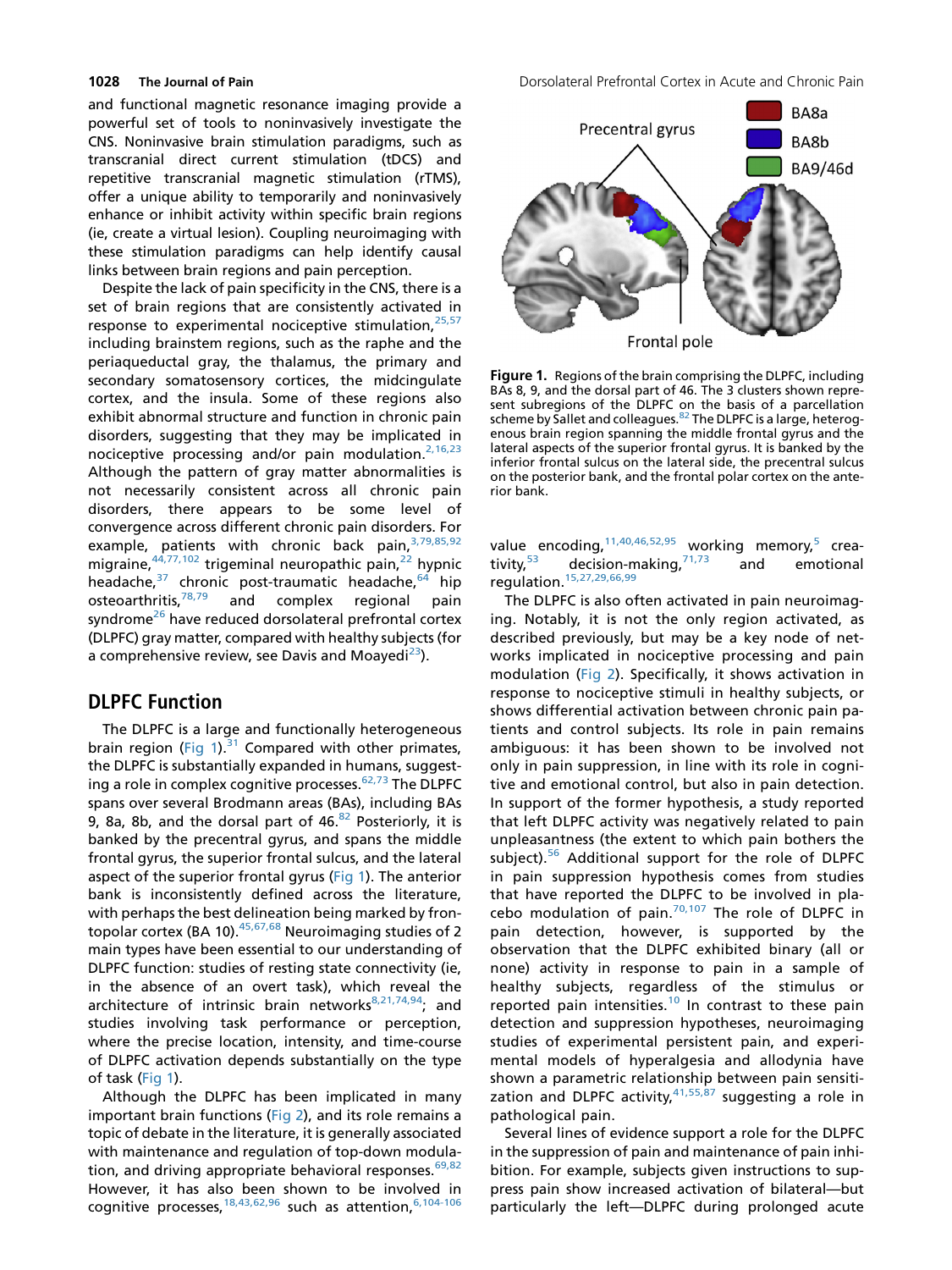and functional magnetic resonance imaging provide a powerful set of tools to noninvasively investigate the CNS. Noninvasive brain stimulation paradigms, such as transcranial direct current stimulation (tDCS) and repetitive transcranial magnetic stimulation (rTMS), offer a unique ability to temporarily and noninvasively enhance or inhibit activity within specific brain regions (ie, create a virtual lesion). Coupling neuroimaging with these stimulation paradigms can help identify causal links between brain regions and pain perception.

Despite the lack of pain specificity in the CNS, there is a set of brain regions that are consistently activated in response to experimental nociceptive stimulation,[25,57] including brainstem regions, such as the raphe and the periaqueductal gray, the thalamus, the primary and secondary somatosensory cortices, the midcingulate cortex, and the insula. Some of these regions also exhibit abnormal structure and function in chronic pain disorders, suggesting that they may be implicated in nociceptive processing and/or pain modulation.[2,16,23] Although the pattern of gray matter abnormalities is not necessarily consistent across all chronic pain disorders, there appears to be some level of convergence across different chronic pain disorders. For example, patients with chronic back pain,[3,79,85,92] migraine,[44,77,102] trigeminal neuropathic pain,[22] hypnic headache,[37] chronic post-traumatic headache,[64] hip osteoarthritis,[78,79] and complex regional pain syndrome[26] have reduced dorsolateral prefrontal cortex (DLPFC) gray matter, compared with healthy subjects (for a comprehensive review, see Davis and Moayedi[23]).

## DLPFC Function

The DLPFC is a large and functionally heterogeneous brain region (Fig 1).[31] Compared with other primates, the DLPFC is substantially expanded in humans, suggesting a role in complex cognitive processes.[62,73] The DLPFC spans over several Brodmann areas (BAs), including BAs 9, 8a, 8b, and the dorsal part of 46.[82] Posteriorly, it is banked by the precentral gyrus, and spans the middle frontal gyrus, the superior frontal sulcus, and the lateral aspect of the superior frontal gyrus (Fig 1). The anterior bank is inconsistently defined across the literature, with perhaps the best delineation being marked by frontopolar cortex (BA 10).[45,67,68] Neuroimaging studies of 2 main types have been essential to our understanding of DLPFC function: studies of resting state connectivity (ie, in the absence of an overt task), which reveal the architecture of intrinsic brain networks[8,21,74,94]; and studies involving task performance or perception, where the precise location, intensity, and time-course of DLPFC activation depends substantially on the type of task (Fig 1).

Although the DLPFC has been implicated in many important brain functions (Fig 2), and its role remains a topic of debate in the literature, it is generally associated with maintenance and regulation of top-down modulation, and driving appropriate behavioral responses.[69,82] However, it has also been shown to be involved in cognitive processes,[18,43,62,96] such as attention,[6,104-106] value encoding,[11,40,46,52,95] working memory,[5] creativity,[53] decision-making,[71,73] and emotional regulation.[15,27,29,66,99]

Figure 1. Regions of the brain comprising the DLPFC, including BAs 8, 9, and the dorsal part of 46. The 3 clusters shown represent subregions of the DLPFC on the basis of a parcellation scheme by Sallet and colleagues.[82] The DLPFC is a large, heterogenous brain region spanning the middle frontal gyrus and the lateral aspects of the superior frontal gyrus. It is banked by the inferior frontal sulcus on the lateral side, the precentral sulcus on the posterior bank, and the frontal polar cortex on the anterior bank.

The DLPFC is also often activated in pain neuroimaging. Notably, it is not the only region activated, as described previously, but may be a key node of networks implicated in nociceptive processing and pain modulation (Fig 2). Specifically, it shows activation in response to nociceptive stimuli in healthy subjects, or shows differential activation between chronic pain patients and control subjects. Its role in pain remains ambiguous: it has been shown to be involved not only in pain suppression, in line with its role in cognitive and emotional control, but also in pain detection. In support of the former hypothesis, a study reported that left DLPFC activity was negatively related to pain unpleasantness (the extent to which pain bothers the subject).[56] Additional support for the role of DLPFC in pain suppression hypothesis comes from studies that have reported the DLPFC to be involved in placebo modulation of pain.[70,107] The role of DLPFC in pain detection, however, is supported by the observation that the DLPFC exhibited binary (all or none) activity in response to pain in a sample of healthy subjects, regardless of the stimulus or reported pain intensities.[10] In contrast to these pain detection and suppression hypotheses, neuroimaging studies of experimental persistent pain, and experimental models of hyperalgesia and allodynia have shown a parametric relationship between pain sensitization and DLPFC activity,[41,55,87] suggesting a role in pathological pain.

Several lines of evidence support a role for the DLPFC in the suppression of pain and maintenance of pain inhibition. For example, subjects given instructions to suppress pain show increased activation of bilateral—but particularly the left—DLPFC during prolonged acute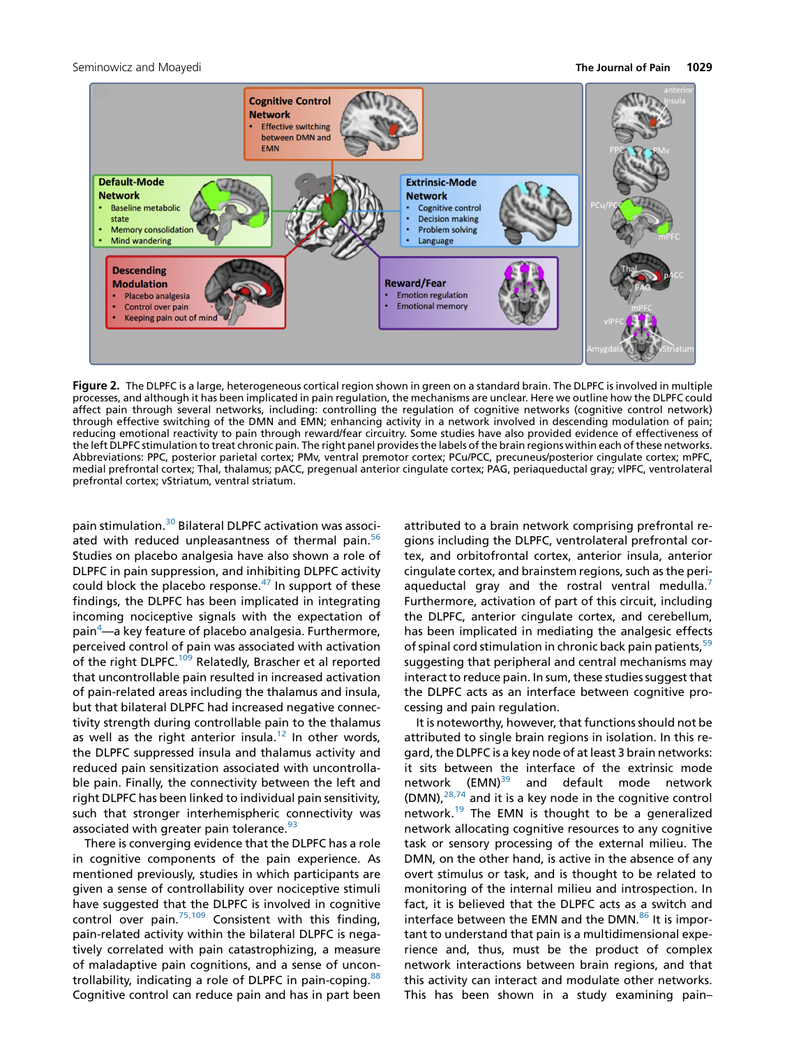**Figure 2.** The DLPFC is a large, heterogeneous cortical region shown in green on a standard brain. The DLPFC is involved in multiple processes, and although it has been implicated in pain regulation, the mechanisms are unclear. Here we outline how the DLPFC could affect pain through several networks, including: controlling the regulation of cognitive networks (cognitive control network) through effective switching of the DMN and EMN; enhancing activity in a network involved in descending modulation of pain; reducing emotional reactivity to pain through reward/fear circuitry. Some studies have also provided evidence of effectiveness of the left DLPFC stimulation to treat chronic pain. The right panel provides the labels of the brain regions within each of these networks. Abbreviations: PPC, posterior parietal cortex; PMv, ventral premotor cortex; PCu/PCC, precuneus/posterior cingulate cortex; mPFC, medial prefrontal cortex; Thal, thalamus; pACC, pregenual anterior cingulate cortex; PAG, periaqueductal gray; vlPFC, ventrolateral prefrontal cortex; vStriatum, ventral striatum.

pain stimulation.[30] Bilateral DLPFC activation was associated with reduced unpleasantness of thermal pain.[56] Studies on placebo analgesia have also shown a role of DLPFC in pain suppression, and inhibiting DLPFC activity could block the placebo response.[47] In support of these findings, the DLPFC has been implicated in integrating incoming nociceptive signals with the expectation of pain[4]—a key feature of placebo analgesia. Furthermore, perceived control of pain was associated with activation of the right DLPFC.[109] Relatedly, Brascher et al reported that uncontrollable pain resulted in increased activation of pain-related areas including the thalamus and insula, but that bilateral DLPFC had increased negative connectivity strength during controllable pain to the thalamus as well as the right anterior insula.[12] In other words, the DLPFC suppressed insula and thalamus activity and reduced pain sensitization associated with uncontrollable pain. Finally, the connectivity between the left and right DLPFC has been linked to individual pain sensitivity, such that stronger interhemispheric connectivity was associated with greater pain tolerance.[93]

There is converging evidence that the DLPFC has a role in cognitive components of the pain experience. As mentioned previously, studies in which participants are given a sense of controllability over nociceptive stimuli have suggested that the DLPFC is involved in cognitive control over pain.[75,109] Consistent with this finding, pain-related activity within the bilateral DLPFC is negatively correlated with pain catastrophizing, a measure of maladaptive pain cognitions, and a sense of uncontrollability, indicating a role of DLPFC in pain-coping.[88] Cognitive control can reduce pain and has in part been attributed to a brain network comprising prefrontal regions including the DLPFC, ventrolateral prefrontal cortex, and orbitofrontal cortex, anterior insula, anterior cingulate cortex, and brainstem regions, such as the periaqueductal gray and the rostral ventral medulla.[7] Furthermore, activation of part of this circuit, including the DLPFC, anterior cingulate cortex, and cerebellum, has been implicated in mediating the analgesic effects of spinal cord stimulation in chronic back pain patients,[59] suggesting that peripheral and central mechanisms may interact to reduce pain. In sum, these studies suggest that the DLPFC acts as an interface between cognitive processing and pain regulation.

It is noteworthy, however, that functions should not be attributed to single brain regions in isolation. In this regard, the DLPFC is a key node of at least 3 brain networks: it sits between the interface of the extrinsic mode network (EMN)[39] and default mode network (DMN),[28,74] and it is a key node in the cognitive control network.[19] The EMN is thought to be a generalized network allocating cognitive resources to any cognitive task or sensory processing of the external milieu. The DMN, on the other hand, is active in the absence of any overt stimulus or task, and is thought to be related to monitoring of the internal milieu and introspection. In fact, it is believed that the DLPFC acts as a switch and interface between the EMN and the DMN.[86] It is important to understand that pain is a multidimensional experience and, thus, must be the product of complex network interactions between brain regions, and that this activity can interact and modulate other networks. This has been shown in a study examining pain–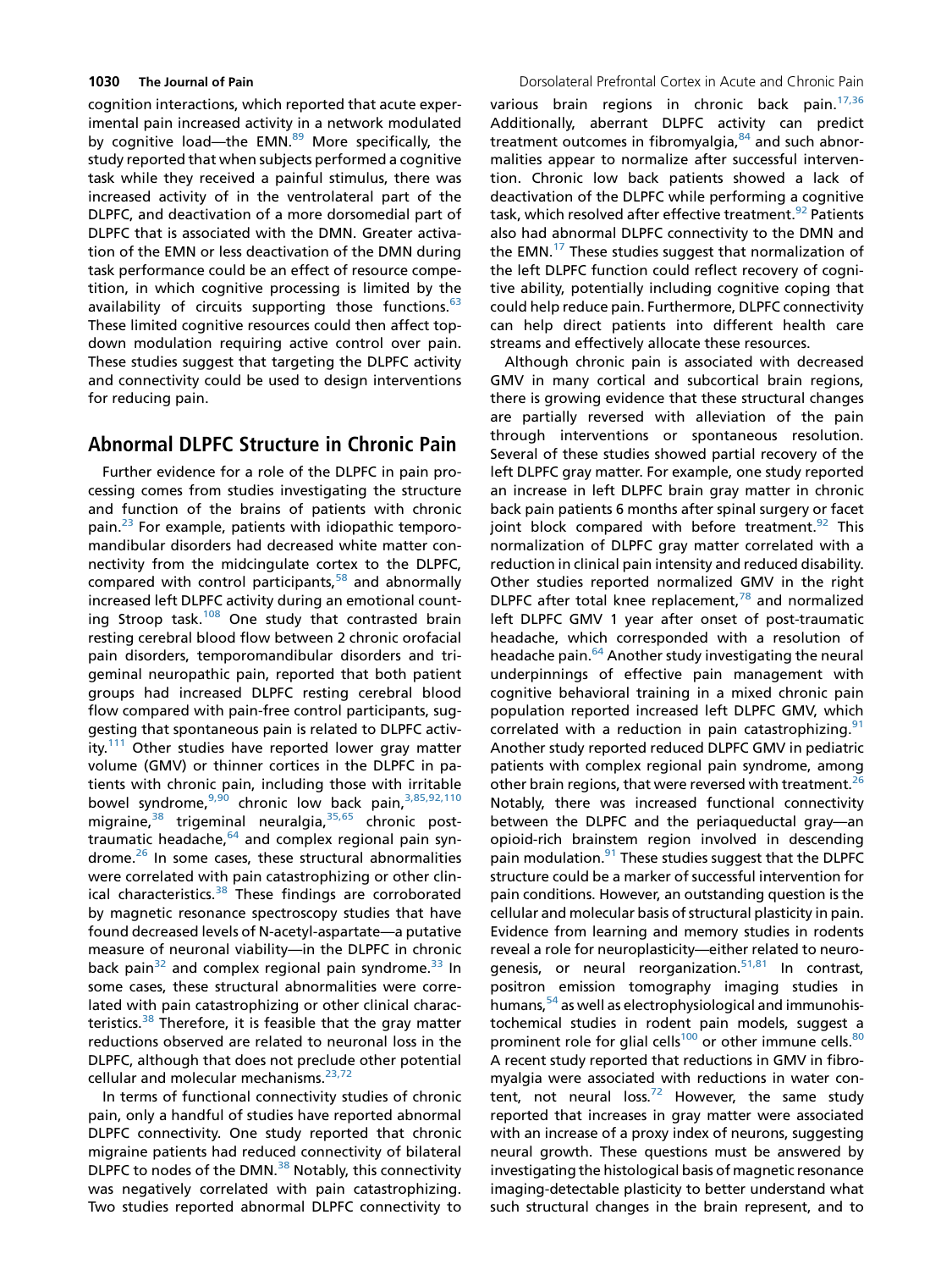cognition interactions, which reported that acute experimental pain increased activity in a network modulated by cognitive load—the EMN.[89] More specifically, the study reported that when subjects performed a cognitive task while they received a painful stimulus, there was increased activity of in the ventrolateral part of the DLPFC, and deactivation of a more dorsomedial part of DLPFC that is associated with the DMN. Greater activation of the EMN or less deactivation of the DMN during task performance could be an effect of resource competition, in which cognitive processing is limited by the availability of circuits supporting those functions.[63] These limited cognitive resources could then affect top-down modulation requiring active control over pain. These studies suggest that targeting the DLPFC activity and connectivity could be used to design interventions for reducing pain.

## Abnormal DLPFC Structure in Chronic Pain

Further evidence for a role of the DLPFC in pain processing comes from studies investigating the structure and function of the brains of patients with chronic pain.[23] For example, patients with idiopathic temporomandibular disorders had decreased white matter connectivity from the midcingulate cortex to the DLPFC, compared with control participants,[58] and abnormally increased left DLPFC activity during an emotional counting Stroop task.[108] One study that contrasted brain resting cerebral blood flow between 2 chronic orofacial pain disorders, temporomandibular disorders and trigeminal neuropathic pain, reported that both patient groups had increased DLPFC resting cerebral blood flow compared with pain-free control participants, suggesting that spontaneous pain is related to DLPFC activity.[111] Other studies have reported lower gray matter volume (GMV) or thinner cortices in the DLPFC in patients with chronic pain, including those with irritable bowel syndrome,[9,90] chronic low back pain,[3,85,92,110] migraine,[38] trigeminal neuralgia,[35,65] chronic post-traumatic headache,[64] and complex regional pain syndrome.[26] In some cases, these structural abnormalities were correlated with pain catastrophizing or other clinical characteristics.[38] These findings are corroborated by magnetic resonance spectroscopy studies that have found decreased levels of N-acetyl-aspartate—a putative measure of neuronal viability—in the DLPFC in chronic back pain[32] and complex regional pain syndrome.[33] In some cases, these structural abnormalities were correlated with pain catastrophizing or other clinical characteristics.[38] Therefore, it is feasible that the gray matter reductions observed are related to neuronal loss in the DLPFC, although that does not preclude other potential cellular and molecular mechanisms.[23,72]

In terms of functional connectivity studies of chronic pain, only a handful of studies have reported abnormal DLPFC connectivity. One study reported that chronic migraine patients had reduced connectivity of bilateral DLPFC to nodes of the DMN.[38] Notably, this connectivity was negatively correlated with pain catastrophizing. Two studies reported abnormal DLPFC connectivity to various brain regions in chronic back pain.[17,36] Additionally, aberrant DLPFC activity can predict treatment outcomes in fibromyalgia,[84] and such abnormalities appear to normalize after successful intervention. Chronic low back patients showed a lack of deactivation of the DLPFC while performing a cognitive task, which resolved after effective treatment.[92] Patients also had abnormal DLPFC connectivity to the DMN and the EMN.[17] These studies suggest that normalization of the left DLPFC function could reflect recovery of cognitive ability, potentially including cognitive coping that could help reduce pain. Furthermore, DLPFC connectivity can help direct patients into different health care streams and effectively allocate these resources.

Although chronic pain is associated with decreased GMV in many cortical and subcortical brain regions, there is growing evidence that these structural changes are partially reversed with alleviation of the pain through interventions or spontaneous resolution. Several of these studies showed partial recovery of the left DLPFC gray matter. For example, one study reported an increase in left DLPFC brain gray matter in chronic back pain patients 6 months after spinal surgery or facet joint block compared with before treatment.[92] This normalization of DLPFC gray matter correlated with a reduction in clinical pain intensity and reduced disability. Other studies reported normalized GMV in the right DLPFC after total knee replacement,[78] and normalized left DLPFC GMV 1 year after onset of post-traumatic headache, which corresponded with a resolution of headache pain.[64] Another study investigating the neural underpinnings of effective pain management with cognitive behavioral training in a mixed chronic pain population reported increased left DLPFC GMV, which correlated with a reduction in pain catastrophizing.[91] Another study reported reduced DLPFC GMV in pediatric patients with complex regional pain syndrome, among other brain regions, that were reversed with treatment.[26] Notably, there was increased functional connectivity between the DLPFC and the periaqueductal gray—an opioid-rich brainstem region involved in descending pain modulation.[91] These studies suggest that the DLPFC structure could be a marker of successful intervention for pain conditions. However, an outstanding question is the cellular and molecular basis of structural plasticity in pain. Evidence from learning and memory studies in rodents reveal a role for neuroplasticity—either related to neurogenesis, or neural reorganization.[51,81] In contrast, positron emission tomography imaging studies in humans,[54] as well as electrophysiological and immunohistochemical studies in rodent pain models, suggest a prominent role for glial cells[100] or other immune cells.[80] A recent study reported that reductions in GMV in fibromyalgia were associated with reductions in water content, not neural loss.[72] However, the same study reported that increases in gray matter were associated with an increase of a proxy index of neurons, suggesting neural growth. These questions must be answered by investigating the histological basis of magnetic resonance imaging-detectable plasticity to better understand what such structural changes in the brain represent, and to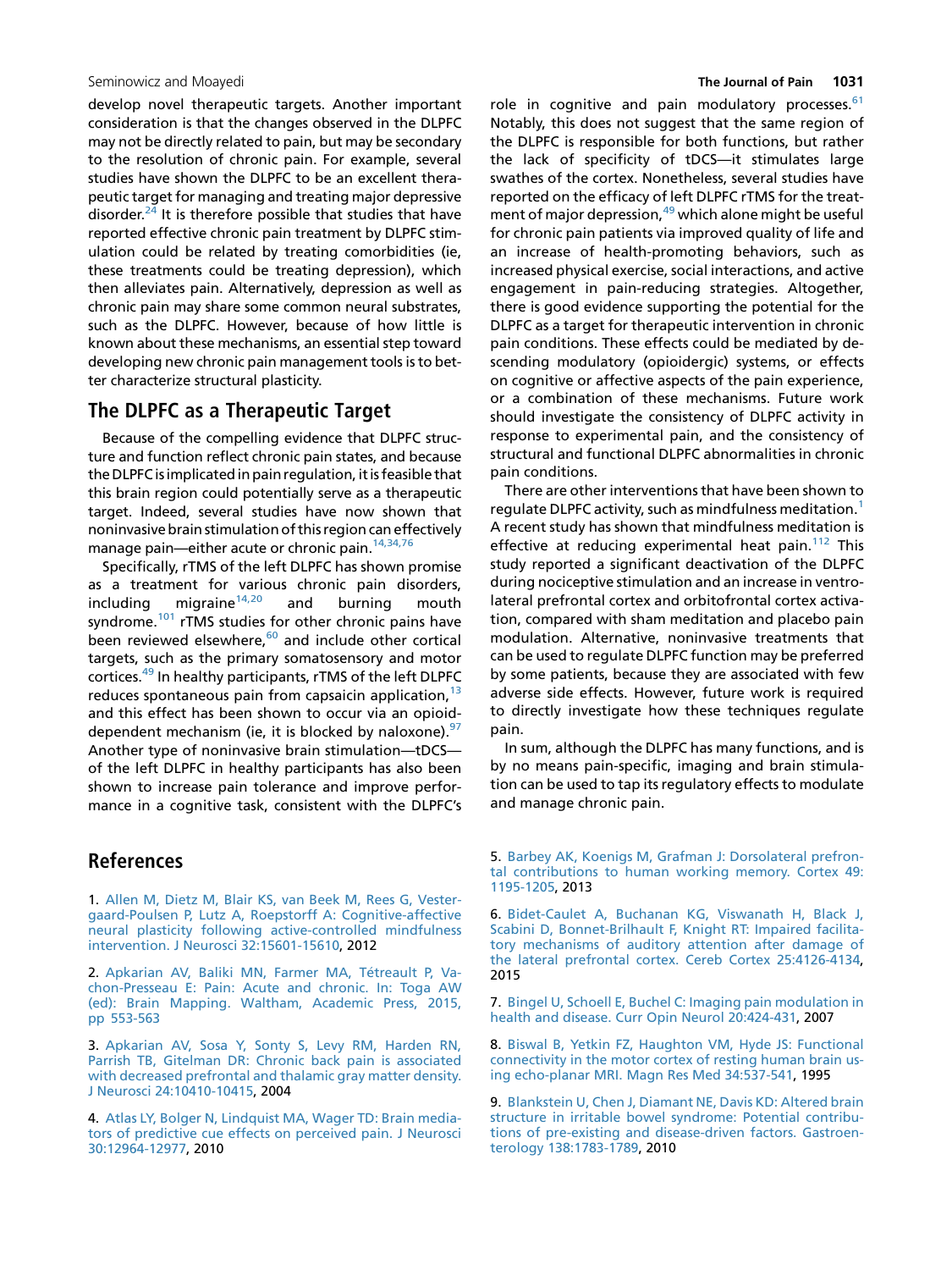develop novel therapeutic targets. Another important consideration is that the changes observed in the DLPFC may not be directly related to pain, but may be secondary to the resolution of chronic pain. For example, several studies have shown the DLPFC to be an excellent therapeutic target for managing and treating major depressive disorder.[24] It is therefore possible that studies that have reported effective chronic pain treatment by DLPFC stimulation could be related by treating comorbidities (ie, these treatments could be treating depression), which then alleviates pain. Alternatively, depression as well as chronic pain may share some common neural substrates, such as the DLPFC. However, because of how little is known about these mechanisms, an essential step toward developing new chronic pain management tools is to better characterize structural plasticity.

## The DLPFC as a Therapeutic Target

Because of the compelling evidence that DLPFC structure and function reflect chronic pain states, and because the DLPFC is implicated in pain regulation, it is feasible that this brain region could potentially serve as a therapeutic target. Indeed, several studies have now shown that noninvasive brain stimulation of this region can effectively manage pain—either acute or chronic pain.[14,34,76]

Specifically, rTMS of the left DLPFC has shown promise as a treatment for various chronic pain disorders, including migraine[14,20] and burning mouth syndrome.[101] rTMS studies for other chronic pains have been reviewed elsewhere,[60] and include other cortical targets, such as the primary somatosensory and motor cortices.[49] In healthy participants, rTMS of the left DLPFC reduces spontaneous pain from capsaicin application,[13] and this effect has been shown to occur via an opioid-dependent mechanism (ie, it is blocked by naloxone).[97] Another type of noninvasive brain stimulation—tDCS—of the left DLPFC in healthy participants has also been shown to increase pain tolerance and improve performance in a cognitive task, consistent with the DLPFC's role in cognitive and pain modulatory processes.[61] Notably, this does not suggest that the same region of the DLPFC is responsible for both functions, but rather the lack of specificity of tDCS—it stimulates large swathes of the cortex. Nonetheless, several studies have reported on the efficacy of left DLPFC rTMS for the treatment of major depression,[49] which alone might be useful for chronic pain patients via improved quality of life and an increase of health-promoting behaviors, such as increased physical exercise, social interactions, and active engagement in pain-reducing strategies. Altogether, there is good evidence supporting the potential for the DLPFC as a target for therapeutic intervention in chronic pain conditions. These effects could be mediated by descending modulatory (opioidergic) systems, or effects on cognitive or affective aspects of the pain experience, or a combination of these mechanisms. Future work should investigate the consistency of DLPFC activity in response to experimental pain, and the consistency of structural and functional DLPFC abnormalities in chronic pain conditions.

There are other interventions that have been shown to regulate DLPFC activity, such as mindfulness meditation.[1] A recent study has shown that mindfulness meditation is effective at reducing experimental heat pain.[112] This study reported a significant deactivation of the DLPFC during nociceptive stimulation and an increase in ventrolateral prefrontal cortex and orbitofrontal cortex activation, compared with sham meditation and placebo pain modulation. Alternative, noninvasive treatments that can be used to regulate DLPFC function may be preferred by some patients, because they are associated with few adverse side effects. However, future work is required to directly investigate how these techniques regulate pain.

In sum, although the DLPFC has many functions, and is by no means pain-specific, imaging and brain stimulation can be used to tap its regulatory effects to modulate and manage chronic pain.

## References

1. Allen M, Dietz M, Blair KS, van Beek M, Rees G, Vestergaard-Poulsen P, Lutz A, Roepstorff A: Cognitive-affective neural plasticity following active-controlled mindfulness intervention. J Neurosci 32:15601-15610, 2012

2. Apkarian AV, Baliki MN, Farmer MA, Tétreault P, Vachon-Presseau E: Pain: Acute and chronic. In: Toga AW (ed): Brain Mapping. Waltham, Academic Press, 2015, pp 553-563

3. Apkarian AV, Sosa Y, Sonty S, Levy RM, Harden RN, Parrish TB, Gitelman DR: Chronic back pain is associated with decreased prefrontal and thalamic gray matter density. J Neurosci 24:10410-10415, 2004

4. Atlas LY, Bolger N, Lindquist MA, Wager TD: Brain mediators of predictive cue effects on perceived pain. J Neurosci 30:12964-12977, 2010

5. Barbey AK, Koenigs M, Grafman J: Dorsolateral prefrontal contributions to human working memory. Cortex 49: 1195-1205, 2013

6. Bidet-Caulet A, Buchanan KG, Viswanath H, Black J, Scabini D, Bonnet-Brilhault F, Knight RT: Impaired facilitatory mechanisms of auditory attention after damage of the lateral prefrontal cortex. Cereb Cortex 25:4126-4134, 2015

7. Bingel U, Schoell E, Buchel C: Imaging pain modulation in health and disease. Curr Opin Neurol 20:424-431, 2007

8. Biswal B, Yetkin FZ, Haughton VM, Hyde JS: Functional connectivity in the motor cortex of resting human brain using echo-planar MRI. Magn Res Med 34:537-541, 1995

9. Blankstein U, Chen J, Diamant NE, Davis KD: Altered brain structure in irritable bowel syndrome: Potential contributions of pre-existing and disease-driven factors. Gastroenterology 138:1783-1789, 2010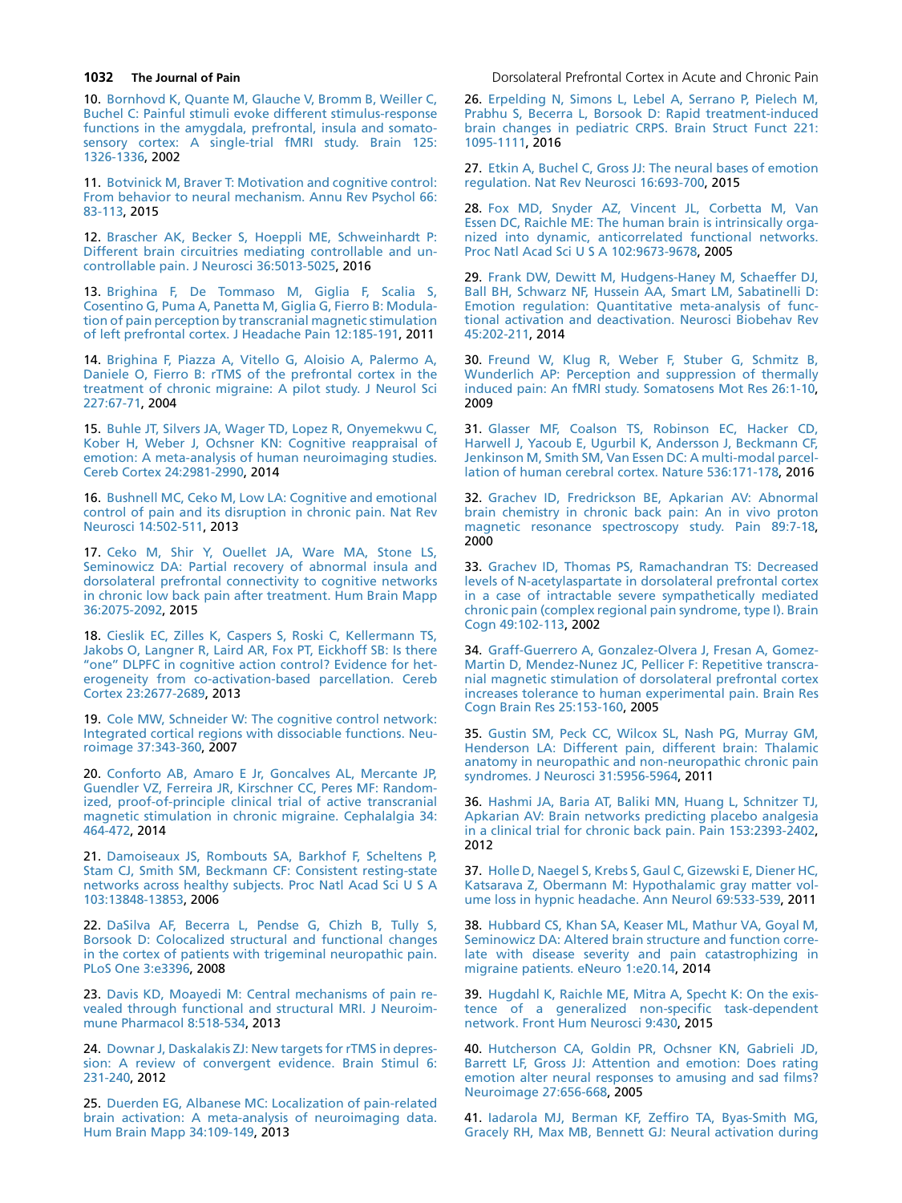10. Bornhovd K, Quante M, Glauche V, Bromm B, Weiller C, Buchel C: Painful stimuli evoke different stimulus-response functions in the amygdala, prefrontal, insula and somatosensory cortex: A single-trial fMRI study. Brain 125: 1326-1336, 2002

11. Botvinick M, Braver T: Motivation and cognitive control: From behavior to neural mechanism. Annu Rev Psychol 66: 83-113, 2015

12. Brascher AK, Becker S, Hoeppli ME, Schweinhardt P: Different brain circuitries mediating controllable and uncontrollable pain. J Neurosci 36:5013-5025, 2016

13. Brighina F, De Tommaso M, Giglia F, Scalia S, Cosentino G, Puma A, Panetta M, Giglia G, Fierro B: Modulation of pain perception by transcranial magnetic stimulation of left prefrontal cortex. J Headache Pain 12:185-191, 2011

14. Brighina F, Piazza A, Vitello G, Aloisio A, Palermo A, Daniele O, Fierro B: rTMS of the prefrontal cortex in the treatment of chronic migraine: A pilot study. J Neurol Sci 227:67-71, 2004

15. Buhle JT, Silvers JA, Wager TD, Lopez R, Onyemekwu C, Kober H, Weber J, Ochsner KN: Cognitive reappraisal of emotion: A meta-analysis of human neuroimaging studies. Cereb Cortex 24:2981-2990, 2014

16. Bushnell MC, Ceko M, Low LA: Cognitive and emotional control of pain and its disruption in chronic pain. Nat Rev Neurosci 14:502-511, 2013

17. Ceko M, Shir Y, Ouellet JA, Ware MA, Stone LS, Seminowicz DA: Partial recovery of abnormal insula and dorsolateral prefrontal connectivity to cognitive networks in chronic low back pain after treatment. Hum Brain Mapp 36:2075-2092, 2015

18. Cieslik EC, Zilles K, Caspers S, Roski C, Kellermann TS, Jakobs O, Langner R, Laird AR, Fox PT, Eickhoff SB: Is there "one" DLPFC in cognitive action control? Evidence for heterogeneity from co-activation-based parcellation. Cereb Cortex 23:2677-2689, 2013

19. Cole MW, Schneider W: The cognitive control network: Integrated cortical regions with dissociable functions. Neuroimage 37:343-360, 2007

20. Conforto AB, Amaro E Jr, Goncalves AL, Mercante JP, Guendler VZ, Ferreira JR, Kirschner CC, Peres MF: Randomized, proof-of-principle clinical trial of active transcranial magnetic stimulation in chronic migraine. Cephalalgia 34: 464-472, 2014

21. Damoiseaux JS, Rombouts SA, Barkhof F, Scheltens P, Stam CJ, Smith SM, Beckmann CF: Consistent resting-state networks across healthy subjects. Proc Natl Acad Sci U S A 103:13848-13853, 2006

22. DaSilva AF, Becerra L, Pendse G, Chizh B, Tully S, Borsook D: Colocalized structural and functional changes in the cortex of patients with trigeminal neuropathic pain. PLoS One 3:e3396, 2008

23. Davis KD, Moayedi M: Central mechanisms of pain revealed through functional and structural MRI. J Neuroimmune Pharmacol 8:518-534, 2013

24. Downar J, Daskalakis ZJ: New targets for rTMS in depression: A review of convergent evidence. Brain Stimul 6: 231-240, 2012

25. Duerden EG, Albanese MC: Localization of pain-related brain activation: A meta-analysis of neuroimaging data. Hum Brain Mapp 34:109-149, 2013

26. Erpelding N, Simons L, Lebel A, Serrano P, Pielech M, Prabhu S, Becerra L, Borsook D: Rapid treatment-induced brain changes in pediatric CRPS. Brain Struct Funct 221: 1095-1111, 2016

27. Etkin A, Buchel C, Gross JJ: The neural bases of emotion regulation. Nat Rev Neurosci 16:693-700, 2015

28. Fox MD, Snyder AZ, Vincent JL, Corbetta M, Van Essen DC, Raichle ME: The human brain is intrinsically organized into dynamic, anticorrelated functional networks. Proc Natl Acad Sci U S A 102:9673-9678, 2005

29. Frank DW, Dewitt M, Hudgens-Haney M, Schaeffer DJ, Ball BH, Schwarz NF, Hussein AA, Smart LM, Sabatinelli D: Emotion regulation: Quantitative meta-analysis of functional activation and deactivation. Neurosci Biobehav Rev 45:202-211, 2014

30. Freund W, Klug R, Weber F, Stuber G, Schmitz B, Wunderlich AP: Perception and suppression of thermally induced pain: An fMRI study. Somatosens Mot Res 26:1-10, 2009

31. Glasser MF, Coalson TS, Robinson EC, Hacker CD, Harwell J, Yacoub E, Ugurbil K, Andersson J, Beckmann CF, Jenkinson M, Smith SM, Van Essen DC: A multi-modal parcellation of human cerebral cortex. Nature 536:171-178, 2016

32. Grachev ID, Fredrickson BE, Apkarian AV: Abnormal brain chemistry in chronic back pain: An in vivo proton magnetic resonance spectroscopy study. Pain 89:7-18, 2000

33. Grachev ID, Thomas PS, Ramachandran TS: Decreased levels of N-acetylaspartate in dorsolateral prefrontal cortex in a case of intractable severe sympathetically mediated chronic pain (complex regional pain syndrome, type I). Brain Cogn 49:102-113, 2002

34. Graff-Guerrero A, Gonzalez-Olvera J, Fresan A, Gomez-Martin D, Mendez-Nunez JC, Pellicer F: Repetitive transcranial magnetic stimulation of dorsolateral prefrontal cortex increases tolerance to human experimental pain. Brain Res Cogn Brain Res 25:153-160, 2005

35. Gustin SM, Peck CC, Wilcox SL, Nash PG, Murray GM, Henderson LA: Different pain, different brain: Thalamic anatomy in neuropathic and non-neuropathic chronic pain syndromes. J Neurosci 31:5956-5964, 2011

36. Hashmi JA, Baria AT, Baliki MN, Huang L, Schnitzer TJ, Apkarian AV: Brain networks predicting placebo analgesia in a clinical trial for chronic back pain. Pain 153:2393-2402, 2012

37. Holle D, Naegel S, Krebs S, Gaul C, Gizewski E, Diener HC, Katsarava Z, Obermann M: Hypothalamic gray matter volume loss in hypnic headache. Ann Neurol 69:533-539, 2011

38. Hubbard CS, Khan SA, Keaser ML, Mathur VA, Goyal M, Seminowicz DA: Altered brain structure and function correlate with disease severity and pain catastrophizing in migraine patients. eNeuro 1:e20.14, 2014

39. Hugdahl K, Raichle ME, Mitra A, Specht K: On the existence of a generalized non-specific task-dependent network. Front Hum Neurosci 9:430, 2015

40. Hutcherson CA, Goldin PR, Ochsner KN, Gabrieli JD, Barrett LF, Gross JJ: Attention and emotion: Does rating emotion alter neural responses to amusing and sad films? Neuroimage 27:656-668, 2005

41. Iadarola MJ, Berman KF, Zeffiro TA, Byas-Smith MG, Gracely RH, Max MB, Bennett GJ: Neural activation during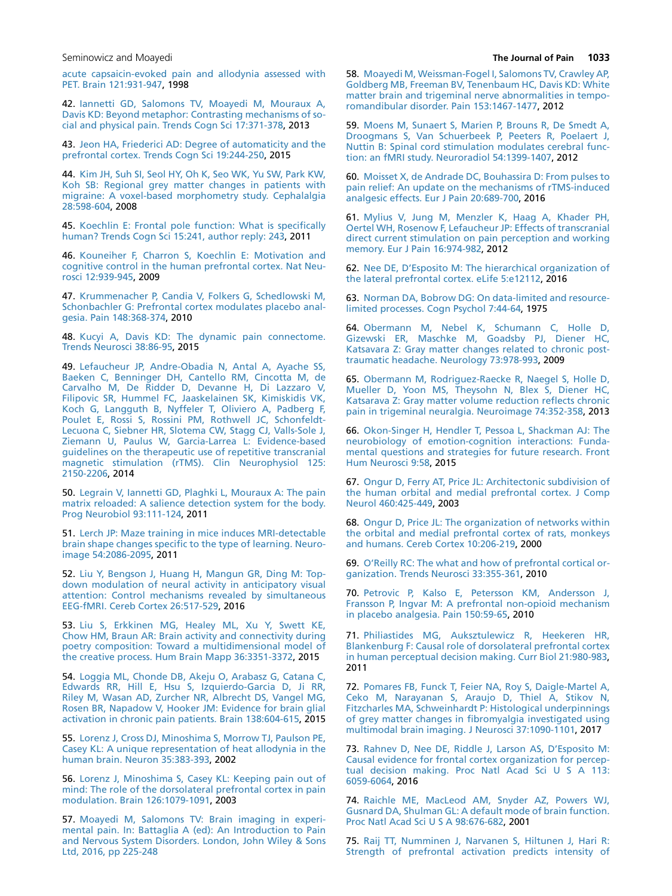acute capsaicin-evoked pain and allodynia assessed with PET. Brain 121:931-947, 1998

42. Iannetti GD, Salomons TV, Moayedi M, Mouraux A, Davis KD: Beyond metaphor: Contrasting mechanisms of social and physical pain. Trends Cogn Sci 17:371-378, 2013

43. Jeon HA, Friederici AD: Degree of automaticity and the prefrontal cortex. Trends Cogn Sci 19:244-250, 2015

44. Kim JH, Suh SI, Seol HY, Oh K, Seo WK, Yu SW, Park KW, Koh SB: Regional grey matter changes in patients with migraine: A voxel-based morphometry study. Cephalalgia 28:598-604, 2008

45. Koechlin E: Frontal pole function: What is specifically human? Trends Cogn Sci 15:241, author reply: 243, 2011

46. Kouneiher F, Charron S, Koechlin E: Motivation and cognitive control in the human prefrontal cortex. Nat Neurosci 12:939-945, 2009

47. Krummenacher P, Candia V, Folkers G, Schedlowski M, Schonbachler G: Prefrontal cortex modulates placebo analgesia. Pain 148:368-374, 2010

48. Kucyi A, Davis KD: The dynamic pain connectome. Trends Neurosci 38:86-95, 2015

49. Lefaucheur JP, Andre-Obadia N, Antal A, Ayache SS, Baeken C, Benninger DH, Cantello RM, Cincotta M, de Carvalho M, De Ridder D, Devanne H, Di Lazzaro V, Filipovic SR, Hummel FC, Jaaskelainen SK, Kimiskidis VK, Koch G, Langguth B, Nyffeler T, Oliviero A, Padberg F, Poulet E, Rossi S, Rossini PM, Rothwell JC, Schonfeldt-Lecuona C, Siebner HR, Slotema CW, Stagg CJ, Valls-Sole J, Ziemann U, Paulus W, Garcia-Larrea L: Evidence-based guidelines on the therapeutic use of repetitive transcranial magnetic stimulation (rTMS). Clin Neurophysiol 125:2150-2206, 2014

50. Legrain V, Iannetti GD, Plaghki L, Mouraux A: The pain matrix reloaded: A salience detection system for the body. Prog Neurobiol 93:111-124, 2011

51. Lerch JP: Maze training in mice induces MRI-detectable brain shape changes specific to the type of learning. Neuroimage 54:2086-2095, 2011

52. Liu Y, Bengson J, Huang H, Mangun GR, Ding M: Top-down modulation of neural activity in anticipatory visual attention: Control mechanisms revealed by simultaneous EEG-fMRI. Cereb Cortex 26:517-529, 2016

53. Liu S, Erkkinen MG, Healey ML, Xu Y, Swett KE, Chow HM, Braun AR: Brain activity and connectivity during poetry composition: Toward a multidimensional model of the creative process. Hum Brain Mapp 36:3351-3372, 2015

54. Loggia ML, Chonde DB, Akeju O, Arabasz G, Catana C, Edwards RR, Hill E, Hsu S, Izquierdo-Garcia D, Ji RR, Riley M, Wasan AD, Zurcher NR, Albrecht DS, Vangel MG, Rosen BR, Napadow V, Hooker JM: Evidence for brain glial activation in chronic pain patients. Brain 138:604-615, 2015

55. Lorenz J, Cross DJ, Minoshima S, Morrow TJ, Paulson PE, Casey KL: A unique representation of heat allodynia in the human brain. Neuron 35:383-393, 2002

56. Lorenz J, Minoshima S, Casey KL: Keeping pain out of mind: The role of the dorsolateral prefrontal cortex in pain modulation. Brain 126:1079-1091, 2003

57. Moayedi M, Salomons TV: Brain imaging in experimental pain. In: Battaglia A (ed): An Introduction to Pain and Nervous System Disorders. London, John Wiley & Sons Ltd, 2016, pp 225-248

58. Moayedi M, Weissman-Fogel I, Salomons TV, Crawley AP, Goldberg MB, Freeman BV, Tenenbaum HC, Davis KD: White matter brain and trigeminal nerve abnormalities in temporomandibular disorder. Pain 153:1467-1477, 2012

59. Moens M, Sunaert S, Marien P, Brouns R, De Smedt A, Droogmans S, Van Schuerbeek P, Peeters R, Poelaert J, Nuttin B: Spinal cord stimulation modulates cerebral function: an fMRI study. Neuroradiol 54:1399-1407, 2012

60. Moisset X, de Andrade DC, Bouhassira D: From pulses to pain relief: An update on the mechanisms of rTMS-induced analgesic effects. Eur J Pain 20:689-700, 2016

61. Mylius V, Jung M, Menzler K, Haag A, Khader PH, Oertel WH, Rosenow F, Lefaucheur JP: Effects of transcranial direct current stimulation on pain perception and working memory. Eur J Pain 16:974-982, 2012

62. Nee DE, D'Esposito M: The hierarchical organization of the lateral prefrontal cortex. eLife 5:e12112, 2016

63. Norman DA, Bobrow DG: On data-limited and resource-limited processes. Cogn Psychol 7:44-64, 1975

64. Obermann M, Nebel K, Schumann C, Holle D, Gizewski ER, Maschke M, Goadsby PJ, Diener HC, Katsavara Z: Gray matter changes related to chronic posttraumatic headache. Neurology 73:978-993, 2009

65. Obermann M, Rodriguez-Raecke R, Naegel S, Holle D, Mueller D, Yoon MS, Theysohn N, Blex S, Diener HC, Katsarava Z: Gray matter volume reduction reflects chronic pain in trigeminal neuralgia. Neuroimage 74:352-358, 2013

66. Okon-Singer H, Hendler T, Pessoa L, Shackman AJ: The neurobiology of emotion-cognition interactions: Fundamental questions and strategies for future research. Front Hum Neurosci 9:58, 2015

67. Ongur D, Ferry AT, Price JL: Architectonic subdivision of the human orbital and medial prefrontal cortex. J Comp Neurol 460:425-449, 2003

68. Ongur D, Price JL: The organization of networks within the orbital and medial prefrontal cortex of rats, monkeys and humans. Cereb Cortex 10:206-219, 2000

69. O'Reilly RC: The what and how of prefrontal cortical organization. Trends Neurosci 33:355-361, 2010

70. Petrovic P, Kalso E, Petersson KM, Andersson J, Fransson P, Ingvar M: A prefrontal non-opioid mechanism in placebo analgesia. Pain 150:59-65, 2010

71. Philiastides MG, Auksztulewicz R, Heekeren HR, Blankenburg F: Causal role of dorsolateral prefrontal cortex in human perceptual decision making. Curr Biol 21:980-983, 2011

72. Pomares FB, Funck T, Feier NA, Roy S, Daigle-Martel A, Ceko M, Narayanan S, Araujo D, Thiel A, Stikov N, Fitzcharles MA, Schweinhardt P: Histological underpinnings of grey matter changes in fibromyalgia investigated using multimodal brain imaging. J Neurosci 37:1090-1101, 2017

73. Rahnev D, Nee DE, Riddle J, Larson AS, D'Esposito M: Causal evidence for frontal cortex organization for perceptual decision making. Proc Natl Acad Sci U S A 113:6059-6064, 2016

74. Raichle ME, MacLeod AM, Snyder AZ, Powers WJ, Gusnard DA, Shulman GL: A default mode of brain function. Proc Natl Acad Sci U S A 98:676-682, 2001

75. Raij TT, Numminen J, Narvanen S, Hiltunen J, Hari R: Strength of prefrontal activation predicts intensity of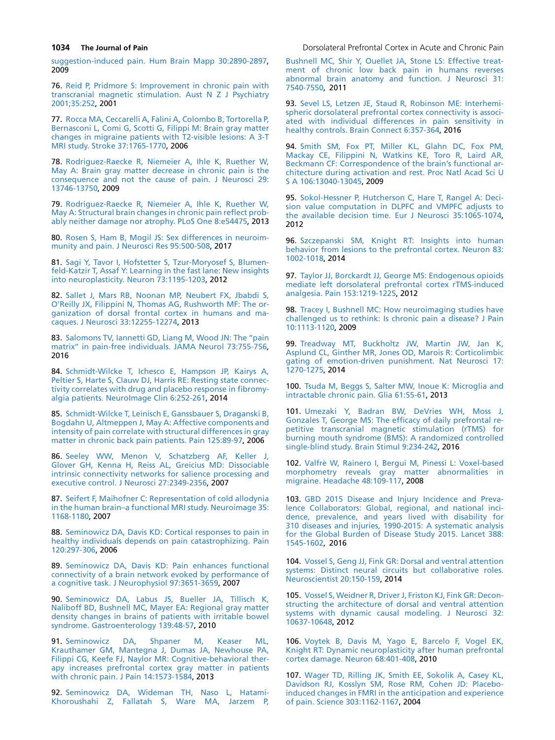suggestion-induced pain. Hum Brain Mapp 30:2890-2897, 2009

76. Reid P, Pridmore S: Improvement in chronic pain with transcranial magnetic stimulation. Aust N Z J Psychiatry 2001;35:252, 2001

77. Rocca MA, Ceccarelli A, Falini A, Colombo B, Tortorella P, Bernasconi L, Comi G, Scotti G, Filippi M: Brain gray matter changes in migraine patients with T2-visible lesions: A 3-T MRI study. Stroke 37:1765-1770, 2006

78. Rodriguez-Raecke R, Niemeier A, Ihle K, Ruether W, May A: Brain gray matter decrease in chronic pain is the consequence and not the cause of pain. J Neurosci 29: 13746-13750, 2009

79. Rodriguez-Raecke R, Niemeier A, Ihle K, Ruether W, May A: Structural brain changes in chronic pain reflect probably neither damage nor atrophy. PLoS One 8:e54475, 2013

80. Rosen S, Ham B, Mogil JS: Sex differences in neuroimmunity and pain. J Neurosci Res 95:500-508, 2017

81. Sagi Y, Tavor I, Hofstetter S, Tzur-Moryosef S, Blumenfeld-Katzir T, Assaf Y: Learning in the fast lane: New insights into neuroplasticity. Neuron 73:1195-1203, 2012

82. Sallet J, Mars RB, Noonan MP, Neubert FX, Jbabdi S, O'Reilly JX, Filippini N, Thomas AG, Rushworth MF: The organization of dorsal frontal cortex in humans and macaques. J Neurosci 33:12255-12274, 2013

83. Salomons TV, Iannetti GD, Liang M, Wood JN: The "pain matrix" in pain-free individuals. JAMA Neurol 73:755-756, 2016

84. Schmidt-Wilcke T, Ichesco E, Hampson JP, Kairys A, Peltier S, Harte S, Clauw DJ, Harris RE: Resting state connectivity correlates with drug and placebo response in fibromyalgia patients. NeuroImage Clin 6:252-261, 2014

85. Schmidt-Wilcke T, Leinisch E, Ganssbauer S, Draganski B, Bogdahn U, Altmeppen J, May A: Affective components and intensity of pain correlate with structural differences in gray matter in chronic back pain patients. Pain 125:89-97, 2006

86. Seeley WW, Menon V, Schatzberg AF, Keller J, Glover GH, Kenna H, Reiss AL, Greicius MD: Dissociable intrinsic connectivity networks for salience processing and executive control. J Neurosci 27:2349-2356, 2007

87. Seifert F, Maihofner C: Representation of cold allodynia in the human brain–a functional MRI study. Neuroimage 35: 1168-1180, 2007

88. Seminowicz DA, Davis KD: Cortical responses to pain in healthy individuals depends on pain catastrophizing. Pain 120:297-306, 2006

89. Seminowicz DA, Davis KD: Pain enhances functional connectivity of a brain network evoked by performance of a cognitive task. J Neurophysiol 97:3651-3659, 2007

90. Seminowicz DA, Labus JS, Bueller JA, Tillisch K, Naliboff BD, Bushnell MC, Mayer EA: Regional gray matter density changes in brains of patients with irritable bowel syndrome. Gastroenterology 139:48-57, 2010

91. Seminowicz DA, Shpaner M, Keaser ML, Krauthamer GM, Mantegna J, Dumas JA, Newhouse PA, Filippi CG, Keefe FJ, Naylor MR: Cognitive-behavioral therapy increases prefrontal cortex gray matter in patients with chronic pain. J Pain 14:1573-1584, 2013

92. Seminowicz DA, Wideman TH, Naso L, Hatami-Khoroushahi Z, Fallatah S, Ware MA, Jarzem P, Bushnell MC, Shir Y, Ouellet JA, Stone LS: Effective treatment of chronic low back pain in humans reverses abnormal brain anatomy and function. J Neurosci 31: 7540-7550, 2011

93. Sevel LS, Letzen JE, Staud R, Robinson ME: Interhemispheric dorsolateral prefrontal cortex connectivity is associated with individual differences in pain sensitivity in healthy controls. Brain Connect 6:357-364, 2016

94. Smith SM, Fox PT, Miller KL, Glahn DC, Fox PM, Mackay CE, Filippini N, Watkins KE, Toro R, Laird AR, Beckmann CF: Correspondence of the brain's functional architecture during activation and rest. Proc Natl Acad Sci U S A 106:13040-13045, 2009

95. Sokol-Hessner P, Hutcherson C, Hare T, Rangel A: Decision value computation in DLPFC and VMPFC adjusts to the available decision time. Eur J Neurosci 35:1065-1074, 2012

96. Szczepanski SM, Knight RT: Insights into human behavior from lesions to the prefrontal cortex. Neuron 83: 1002-1018, 2014

97. Taylor JJ, Borckardt JJ, George MS: Endogenous opioids mediate left dorsolateral prefrontal cortex rTMS-induced analgesia. Pain 153:1219-1225, 2012

98. Tracey I, Bushnell MC: How neuroimaging studies have challenged us to rethink: Is chronic pain a disease? J Pain 10:1113-1120, 2009

99. Treadway MT, Buckholtz JW, Martin JW, Jan K, Asplund CL, Ginther MR, Jones OD, Marois R: Corticolimbic gating of emotion-driven punishment. Nat Neurosci 17: 1270-1275, 2014

100. Tsuda M, Beggs S, Salter MW, Inoue K: Microglia and intractable chronic pain. Glia 61:55-61, 2013

101. Umezaki Y, Badran BW, DeVries WH, Moss J, Gonzales T, George MS: The efficacy of daily prefrontal repetitive transcranial magnetic stimulation (rTMS) for burning mouth syndrome (BMS): A randomized controlled single-blind study. Brain Stimul 9:234-242, 2016

102. Valfrè W, Rainero I, Bergui M, Pinessi L: Voxel-based morphometry reveals gray matter abnormalities in migraine. Headache 48:109-117, 2008

103. GBD 2015 Disease and Injury Incidence and Prevalence Collaborators: Global, regional, and national incidence, prevalence, and years lived with disability for 310 diseases and injuries, 1990-2015: A systematic analysis for the Global Burden of Disease Study 2015. Lancet 388: 1545-1602, 2016

104. Vossel S, Geng JJ, Fink GR: Dorsal and ventral attention systems: Distinct neural circuits but collaborative roles. Neuroscientist 20:150-159, 2014

105. Vossel S, Weidner R, Driver J, Friston KJ, Fink GR: Deconstructing the architecture of dorsal and ventral attention systems with dynamic causal modeling. J Neurosci 32: 10637-10648, 2012

106. Voytek B, Davis M, Yago E, Barcelo F, Vogel EK, Knight RT: Dynamic neuroplasticity after human prefrontal cortex damage. Neuron 68:401-408, 2010

107. Wager TD, Rilling JK, Smith EE, Sokolik A, Casey KL, Davidson RJ, Kosslyn SM, Rose RM, Cohen JD: Placebo-induced changes in FMRI in the anticipation and experience of pain. Science 303:1162-1167, 2004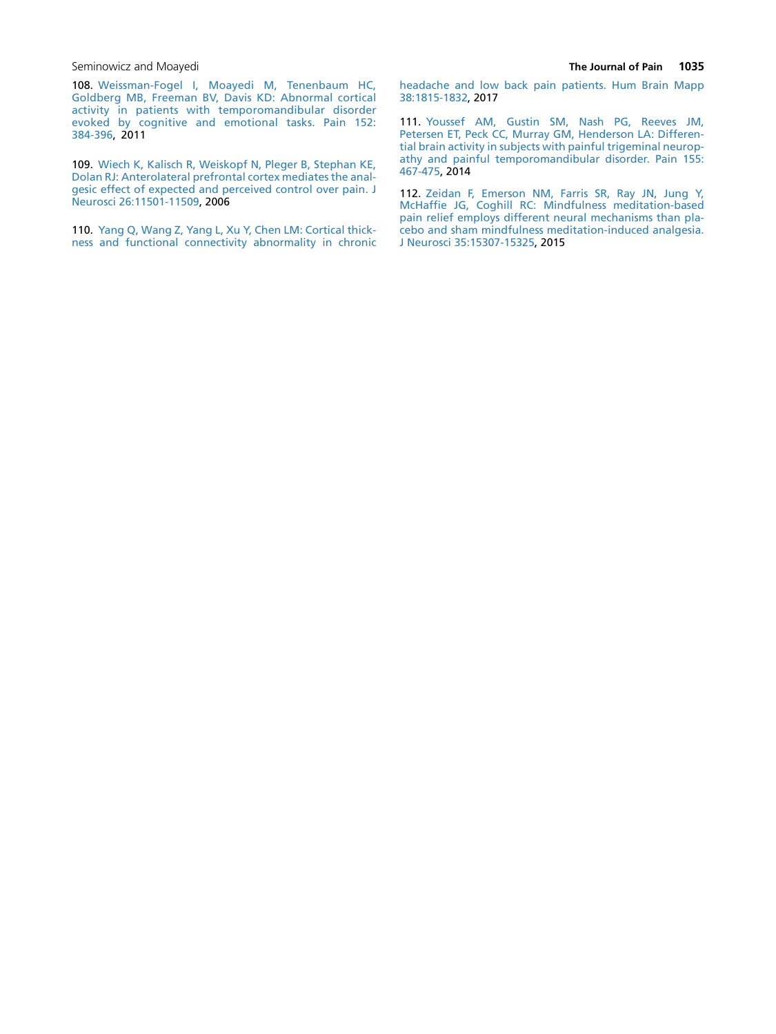108. Weissman-Fogel I, Moayedi M, Tenenbaum HC, Goldberg MB, Freeman BV, Davis KD: Abnormal cortical activity in patients with temporomandibular disorder evoked by cognitive and emotional tasks. Pain 152: 384-396, 2011

109. Wiech K, Kalisch R, Weiskopf N, Pleger B, Stephan KE, Dolan RJ: Anterolateral prefrontal cortex mediates the analgesic effect of expected and perceived control over pain. J Neurosci 26:11501-11509, 2006

110. Yang Q, Wang Z, Yang L, Xu Y, Chen LM: Cortical thickness and functional connectivity abnormality in chronic headache and low back pain patients. Hum Brain Mapp 38:1815-1832, 2017

111. Youssef AM, Gustin SM, Nash PG, Reeves JM, Petersen ET, Peck CC, Murray GM, Henderson LA: Differential brain activity in subjects with painful trigeminal neuropathy and painful temporomandibular disorder. Pain 155: 467-475, 2014

112. Zeidan F, Emerson NM, Farris SR, Ray JN, Jung Y, McHaffie JG, Coghill RC: Mindfulness meditation-based pain relief employs different neural mechanisms than placebo and sham mindfulness meditation-induced analgesia. J Neurosci 35:15307-15325, 2015